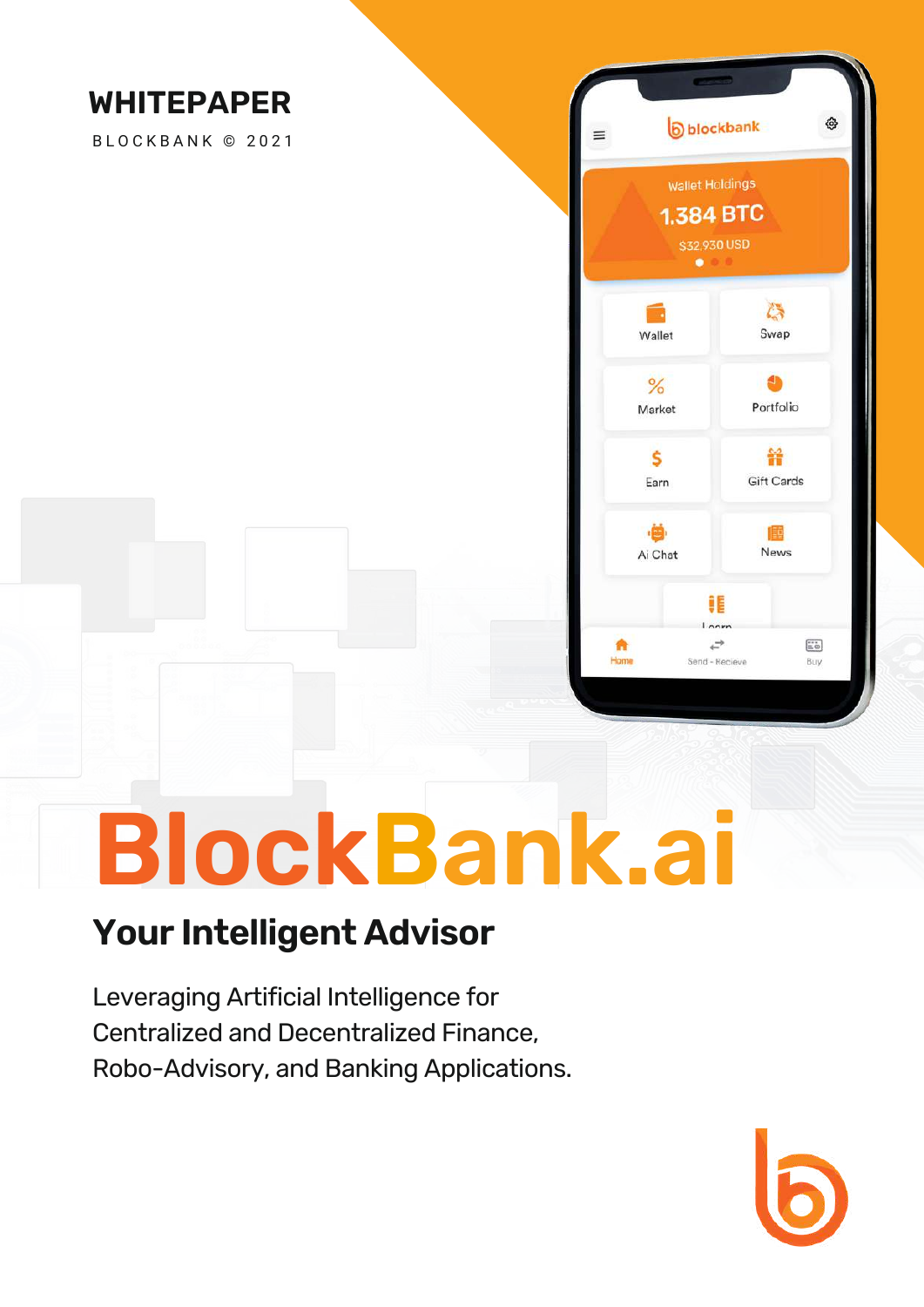**WHITEPAPER**

BLOCKBANK © 2021

# BlockBank.ai

## Your Intelligent Advisor

Leveraging Artificial Intelligence for Centralized and Decentralized Finance, Robo-Advisory, and Banking Applications.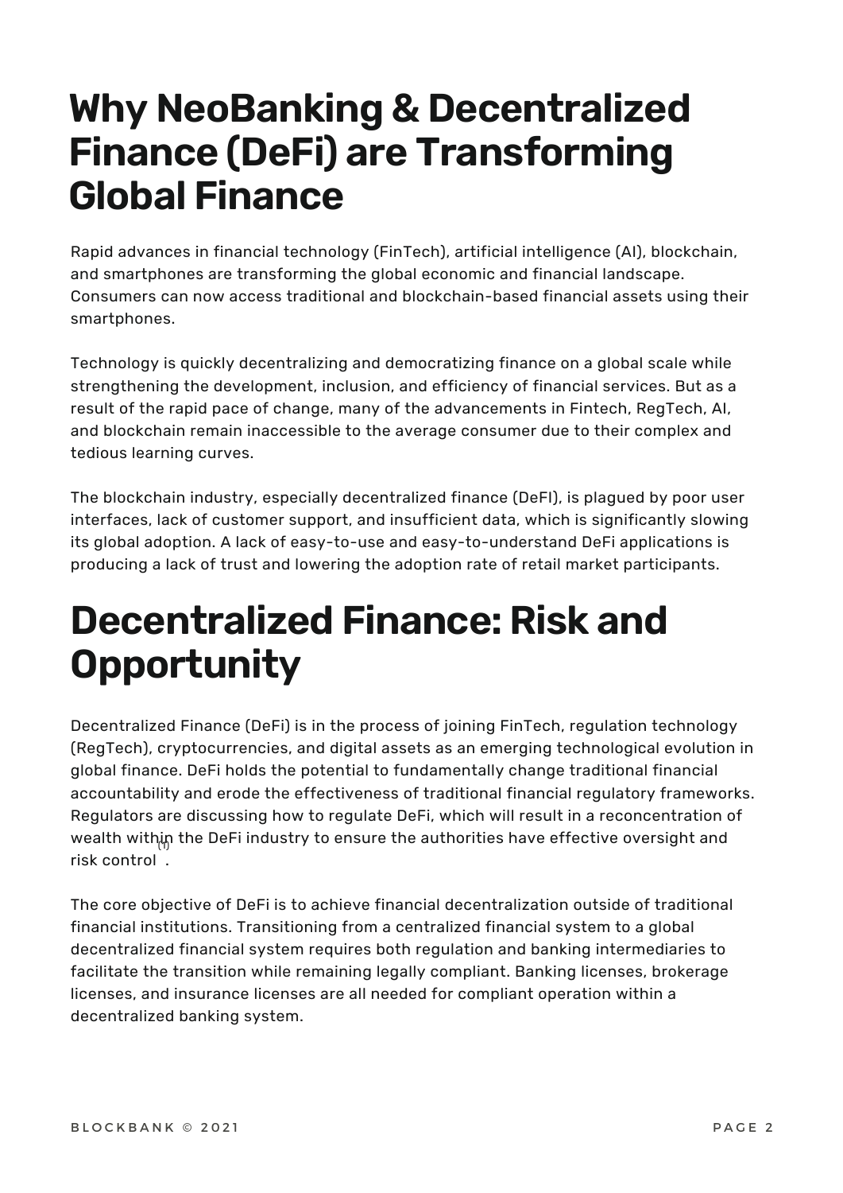# Why NeoBanking & Decentralized Finance (DeFi) are Transforming Global Finance

Rapid advances in financial technology (FinTech), artificial intelligence (AI), blockchain, and smartphones are transforming the global economic and financial landscape. Consumers can now access traditional and blockchain-based financial assets using their smartphones.

Technology is quickly decentralizing and democratizing finance on a global scale while strengthening the development, inclusion, and efficiency of financial services. But as a result of the rapid pace of change, many of the advancements in Fintech, RegTech, AI, and blockchain remain inaccessible to the average consumer due to their complex and tedious learning curves.

The blockchain industry, especially decentralized finance (DeFI), is plagued by poor user interfaces, lack of customer support, and insufficient data, which is significantly slowing its global adoption. A lack of easy-to-use and easy-to-understand DeFi applications is producing a lack of trust and lowering the adoption rate of retail market participants.

# Decentralized Finance: Risk and Opportunity

Decentralized Finance (DeFi) is in the process of joining FinTech, regulation technology (RegTech), cryptocurrencies, and digital assets as an emerging technological evolution in global finance. DeFi holds the potential to fundamentally change traditional financial accountability and erode the effectiveness of traditional financial regulatory frameworks. Regulators are discussing how to regulate DeFi, which will result in a reconcentration of wealth within the DeFi industry to ensure the authorities have effective oversight and risk control[1].

The core objective of DeFi is to achieve financial decentralization outside of traditional financial institutions. Transitioning from a centralized financial system to a global decentralized financial system requires both regulation and banking intermediaries to facilitate the transition while remaining legally compliant. Banking licenses, brokerage licenses, and insurance licenses are all needed for compliant operation within a decentralized banking system.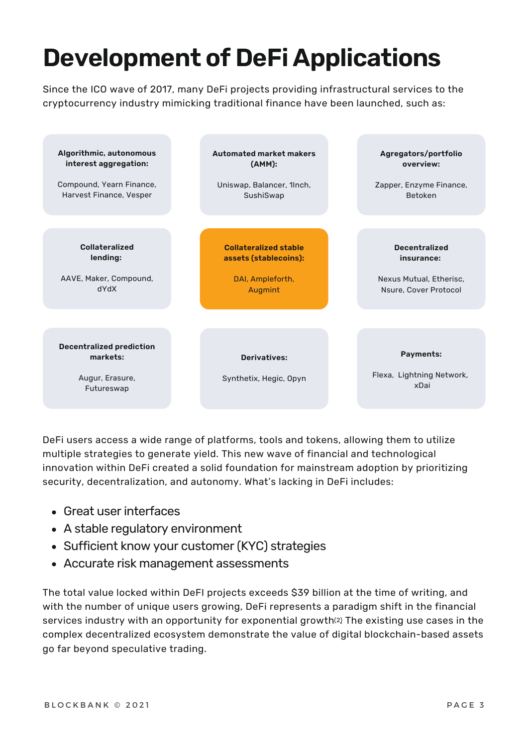# Development of DeFi Applications

Since the ICO wave of 2017, many DeFi projects providing infrastructural services to the cryptocurrency industry mimicking traditional finance have been launched, such as:

**Algorithmic, autonomous interest aggregation:**

Compound, Yearn Finance, Harvest Finance, Vesper

**Automated market makers (AMM):**

Uniswap, Balancer, 1Inch, SushiSwap

**Agregators/portfolio overview:**

Zapper, Enzyme Finance, Betoken

**Collateralized lending:**

AAVE, Maker, Compound, dYdX

**Collateralized stable assets (stablecoins):**

DAI, Ampleforth, Augmint

**Decentralized insurance:**

Nexus Mutual, Etherisc, Nsure, Cover Protocol

**Decentralized prediction markets:**

Augur, Erasure, Futureswap

**Derivatives:**

Synthetix, Hegic, Opyn

**Payments:**

Flexa, Lightning Network, xDai

DeFi users access a wide range of platforms, tools and tokens, allowing them to utilize multiple strategies to generate yield. This new wave of financial and technological innovation within DeFi created a solid foundation for mainstream adoption by prioritizing security, decentralization, and autonomy. What's lacking in DeFi includes:

- Great user interfaces
- A stable regulatory environment
- Sufficient know your customer (KYC) strategies
- Accurate risk management assessments

The total value locked within DeFI projects exceeds $39 billion at the time of writing, and with the number of unique users growing, DeFi represents a paradigm shift in the financial services industry with an opportunity for exponential growth[2] The existing use cases in the complex decentralized ecosystem demonstrate the value of digital blockchain-based assets go far beyond speculative trading.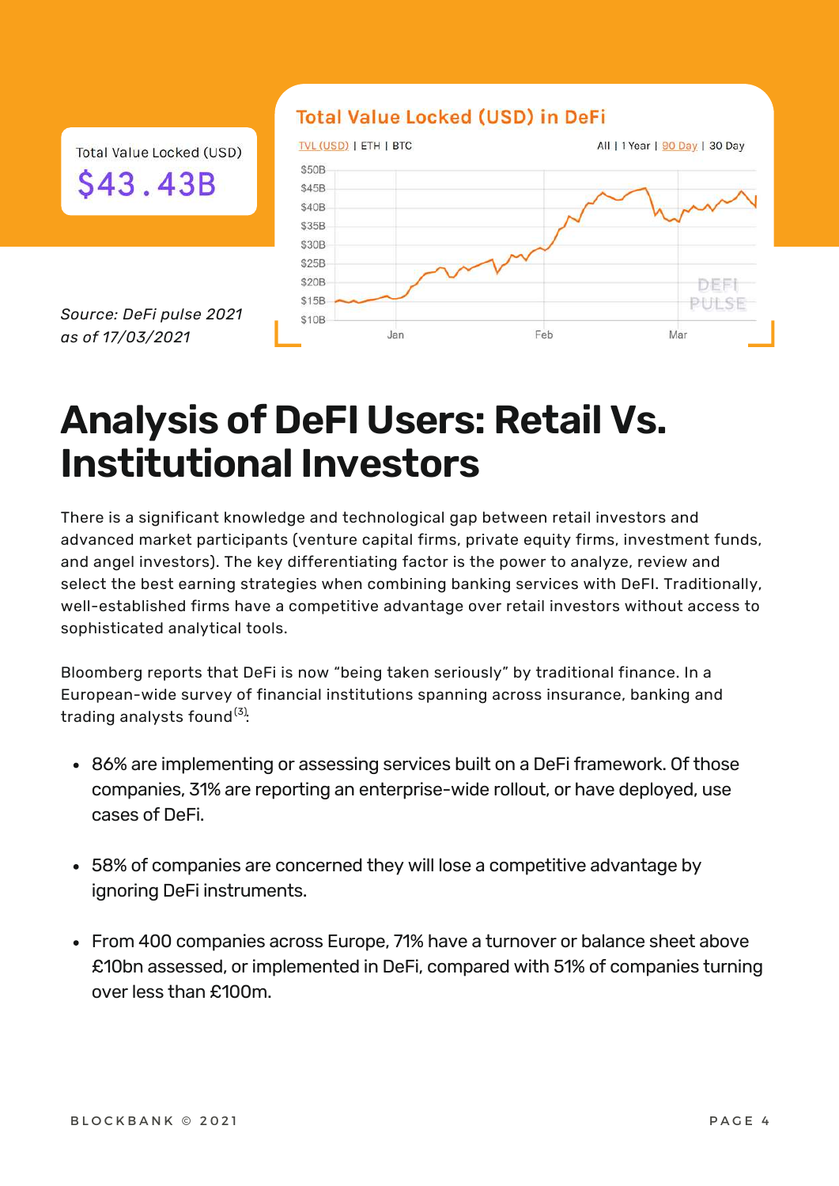Total Value Locked (USD)

$43.43B

Source: DeFi pulse 2021
as of 17/03/2021

Total Value Locked (USD) in DeFi

# Analysis of DeFI Users: Retail Vs. Institutional Investors

There is a significant knowledge and technological gap between retail investors and advanced market participants (venture capital firms, private equity firms, investment funds, and angel investors). The key differentiating factor is the power to analyze, review and select the best earning strategies when combining banking services with DeFI. Traditionally, well-established firms have a competitive advantage over retail investors without access to sophisticated analytical tools.

Bloomberg reports that DeFi is now "being taken seriously" by traditional finance. In a European-wide survey of financial institutions spanning across insurance, banking and trading analysts found[3]:

- 86% are implementing or assessing services built on a DeFi framework. Of those companies, 31% are reporting an enterprise-wide rollout, or have deployed, use cases of DeFi.
- 58% of companies are concerned they will lose a competitive advantage by ignoring DeFi instruments.
- From 400 companies across Europe, 71% have a turnover or balance sheet above £10bn assessed, or implemented in DeFi, compared with 51% of companies turning over less than £100m.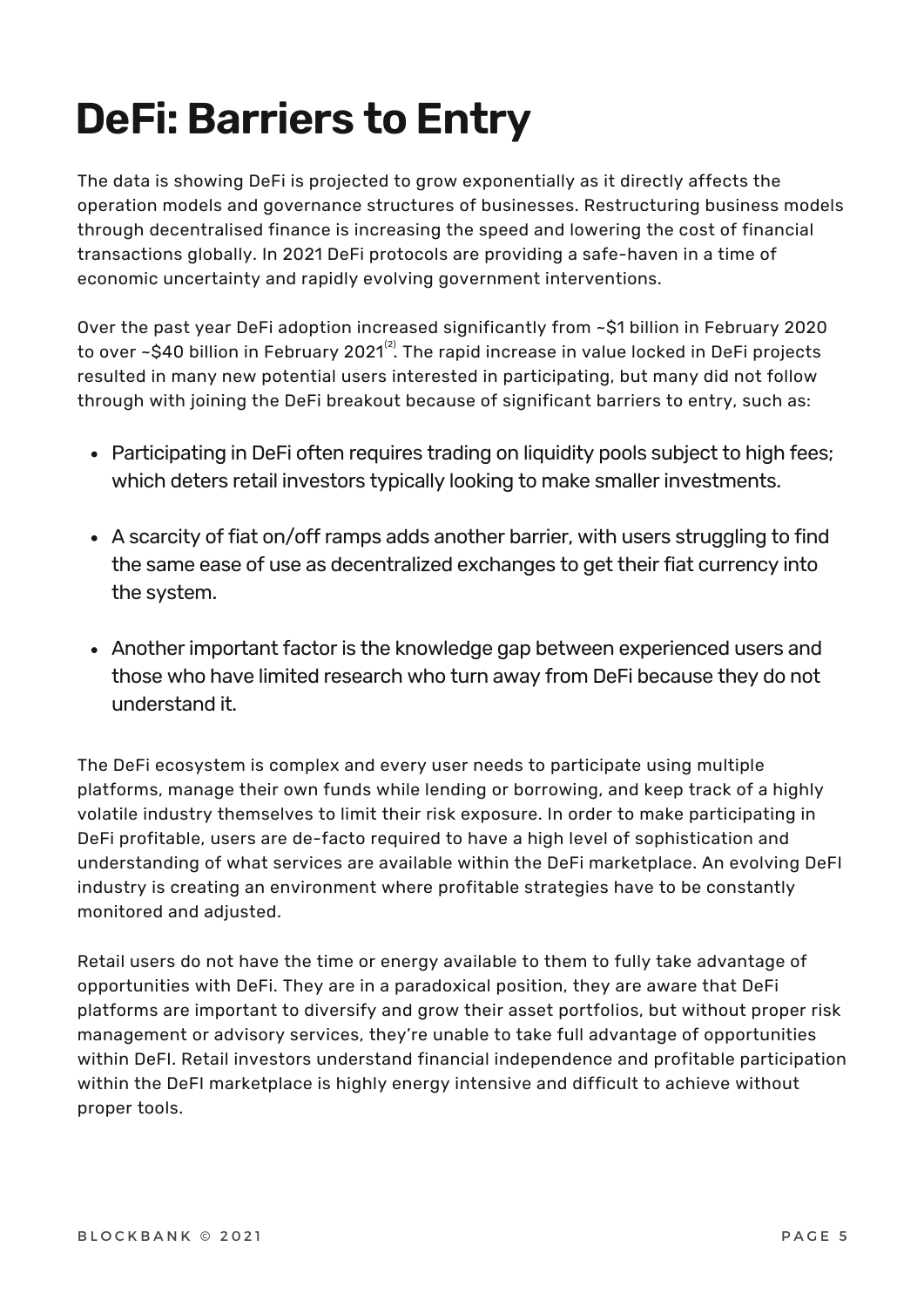# DeFi: Barriers to Entry

The data is showing DeFi is projected to grow exponentially as it directly affects the operation models and governance structures of businesses. Restructuring business models through decentralised finance is increasing the speed and lowering the cost of financial transactions globally. In 2021 DeFi protocols are providing a safe-haven in a time of economic uncertainty and rapidly evolving government interventions.

Over the past year DeFi adoption increased significantly from ~$1 billion in February 2020 to over ~$40 billion in February 2021[2]. The rapid increase in value locked in DeFi projects resulted in many new potential users interested in participating, but many did not follow through with joining the DeFi breakout because of significant barriers to entry, such as:

- Participating in DeFi often requires trading on liquidity pools subject to high fees; which deters retail investors typically looking to make smaller investments.
- A scarcity of fiat on/off ramps adds another barrier, with users struggling to find the same ease of use as decentralized exchanges to get their fiat currency into the system.
- Another important factor is the knowledge gap between experienced users and those who have limited research who turn away from DeFi because they do not understand it.

The DeFi ecosystem is complex and every user needs to participate using multiple platforms, manage their own funds while lending or borrowing, and keep track of a highly volatile industry themselves to limit their risk exposure. In order to make participating in DeFi profitable, users are de-facto required to have a high level of sophistication and understanding of what services are available within the DeFi marketplace. An evolving DeFI industry is creating an environment where profitable strategies have to be constantly monitored and adjusted.

Retail users do not have the time or energy available to them to fully take advantage of opportunities with DeFi. They are in a paradoxical position, they are aware that DeFi platforms are important to diversify and grow their asset portfolios, but without proper risk management or advisory services, they're unable to take full advantage of opportunities within DeFI. Retail investors understand financial independence and profitable participation within the DeFI marketplace is highly energy intensive and difficult to achieve without proper tools.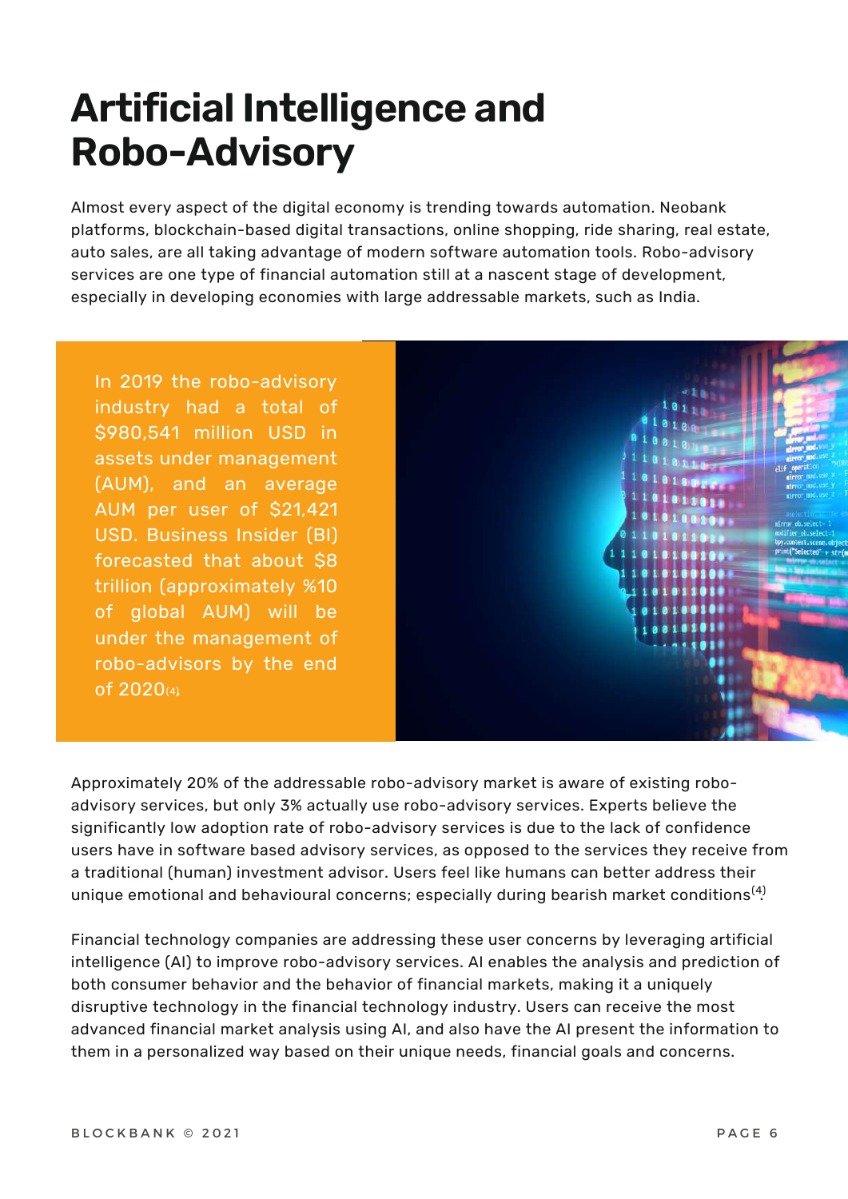# Artificial Intelligence and Robo-Advisory

Almost every aspect of the digital economy is trending towards automation. Neobank platforms, blockchain-based digital transactions, online shopping, ride sharing, real estate, auto sales, are all taking advantage of modern software automation tools. Robo-advisory services are one type of financial automation still at a nascent stage of development, especially in developing economies with large addressable markets, such as India.

In 2019 the robo-advisory industry had a total of $980,541 million USD in assets under management (AUM), and an average AUM per user of $21,421 USD. Business Insider (BI) forecasted that about $8 trillion (approximately %10 of global AUM) will be under the management of robo-advisors by the end of 2020[4]

Approximately 20% of the addressable robo-advisory market is aware of existing robo-advisory services, but only 3% actually use robo-advisory services. Experts believe the significantly low adoption rate of robo-advisory services is due to the lack of confidence users have in software based advisory services, as opposed to the services they receive from a traditional (human) investment advisor. Users feel like humans can better address their unique emotional and behavioural concerns; especially during bearish market conditions[4].

Financial technology companies are addressing these user concerns by leveraging artificial intelligence (AI) to improve robo-advisory services. AI enables the analysis and prediction of both consumer behavior and the behavior of financial markets, making it a uniquely disruptive technology in the financial technology industry. Users can receive the most advanced financial market analysis using AI, and also have the AI present the information to them in a personalized way based on their unique needs, financial goals and concerns.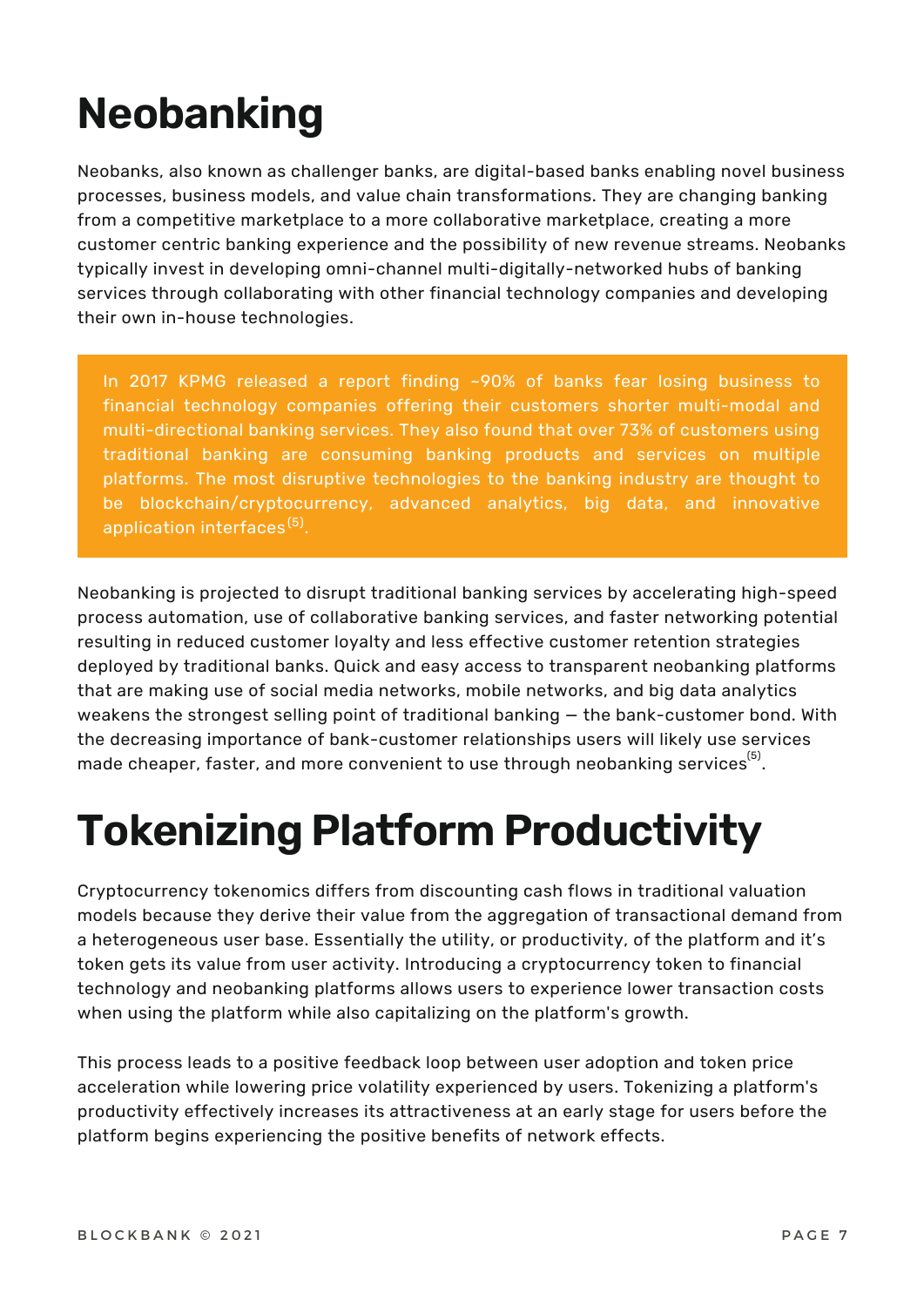# Neobanking

Neobanks, also known as challenger banks, are digital-based banks enabling novel business processes, business models, and value chain transformations. They are changing banking from a competitive marketplace to a more collaborative marketplace, creating a more customer centric banking experience and the possibility of new revenue streams. Neobanks typically invest in developing omni-channel multi-digitally-networked hubs of banking services through collaborating with other financial technology companies and developing their own in-house technologies.

> In 2017 KPMG released a report finding ~90% of banks fear losing business to financial technology companies offering their customers shorter multi-modal and multi-directional banking services. They also found that over 73% of customers using traditional banking are consuming banking products and services on multiple platforms. The most disruptive technologies to the banking industry are thought to be blockchain/cryptocurrency, advanced analytics, big data, and innovative application interfaces[5].

Neobanking is projected to disrupt traditional banking services by accelerating high-speed process automation, use of collaborative banking services, and faster networking potential resulting in reduced customer loyalty and less effective customer retention strategies deployed by traditional banks. Quick and easy access to transparent neobanking platforms that are making use of social media networks, mobile networks, and big data analytics weakens the strongest selling point of traditional banking — the bank-customer bond. With the decreasing importance of bank-customer relationships users will likely use services made cheaper, faster, and more convenient to use through neobanking services[5].

# Tokenizing Platform Productivity

Cryptocurrency tokenomics differs from discounting cash flows in traditional valuation models because they derive their value from the aggregation of transactional demand from a heterogeneous user base. Essentially the utility, or productivity, of the platform and it's token gets its value from user activity. Introducing a cryptocurrency token to financial technology and neobanking platforms allows users to experience lower transaction costs when using the platform while also capitalizing on the platform's growth.

This process leads to a positive feedback loop between user adoption and token price acceleration while lowering price volatility experienced by users. Tokenizing a platform's productivity effectively increases its attractiveness at an early stage for users before the platform begins experiencing the positive benefits of network effects.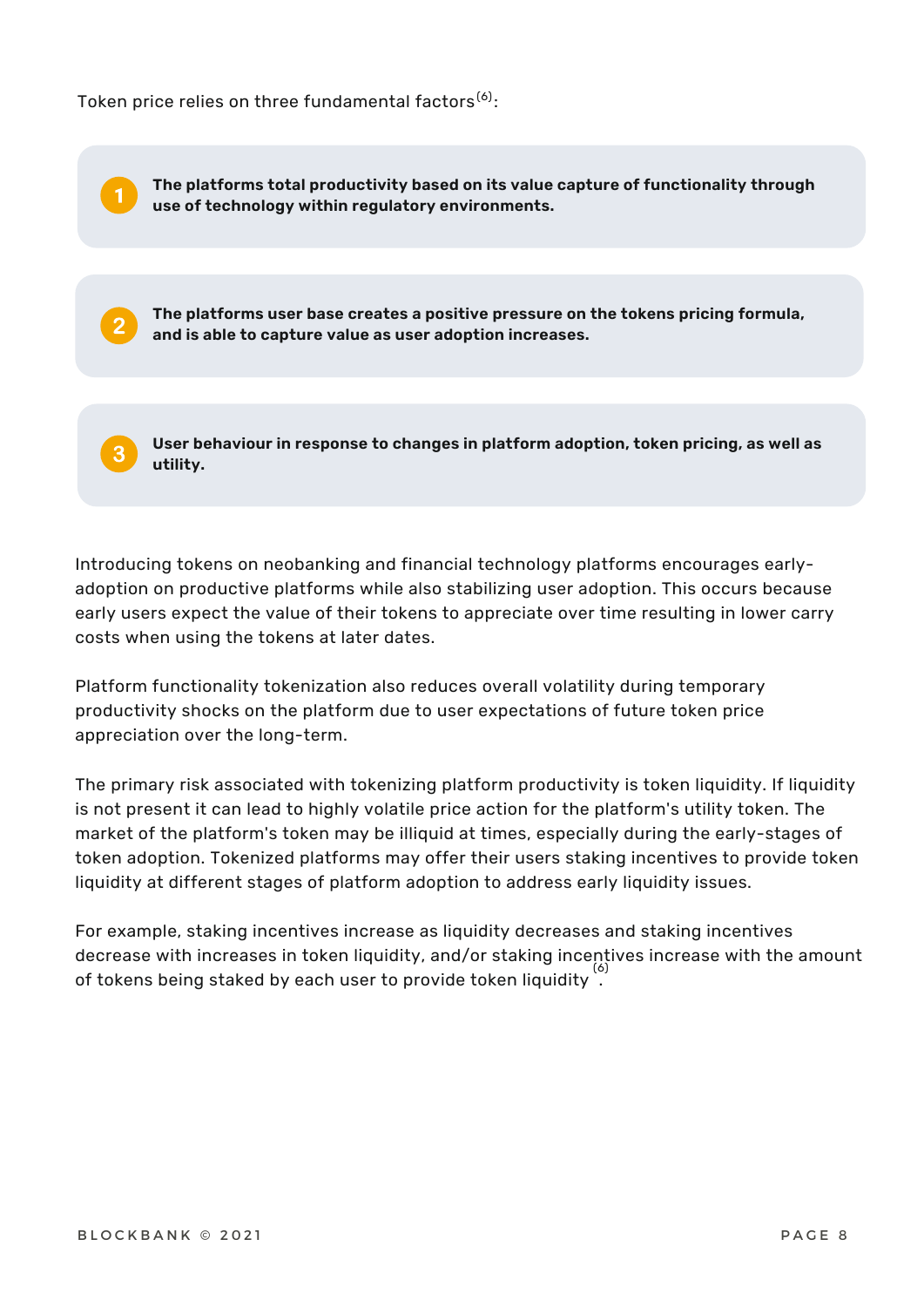Token price relies on three fundamental factors[6]:

1. **The platforms total productivity based on its value capture of functionality through use of technology within regulatory environments.**

2. **The platforms user base creates a positive pressure on the tokens pricing formula, and is able to capture value as user adoption increases.**

3. **User behaviour in response to changes in platform adoption, token pricing, as well as utility.**

Introducing tokens on neobanking and financial technology platforms encourages early-adoption on productive platforms while also stabilizing user adoption. This occurs because early users expect the value of their tokens to appreciate over time resulting in lower carry costs when using the tokens at later dates.

Platform functionality tokenization also reduces overall volatility during temporary productivity shocks on the platform due to user expectations of future token price appreciation over the long-term.

The primary risk associated with tokenizing platform productivity is token liquidity. If liquidity is not present it can lead to highly volatile price action for the platform's utility token. The market of the platform's token may be illiquid at times, especially during the early-stages of token adoption. Tokenized platforms may offer their users staking incentives to provide token liquidity at different stages of platform adoption to address early liquidity issues.

For example, staking incentives increase as liquidity decreases and staking incentives decrease with increases in token liquidity, and/or staking incentives increase with the amount of tokens being staked by each user to provide token liquidity[6].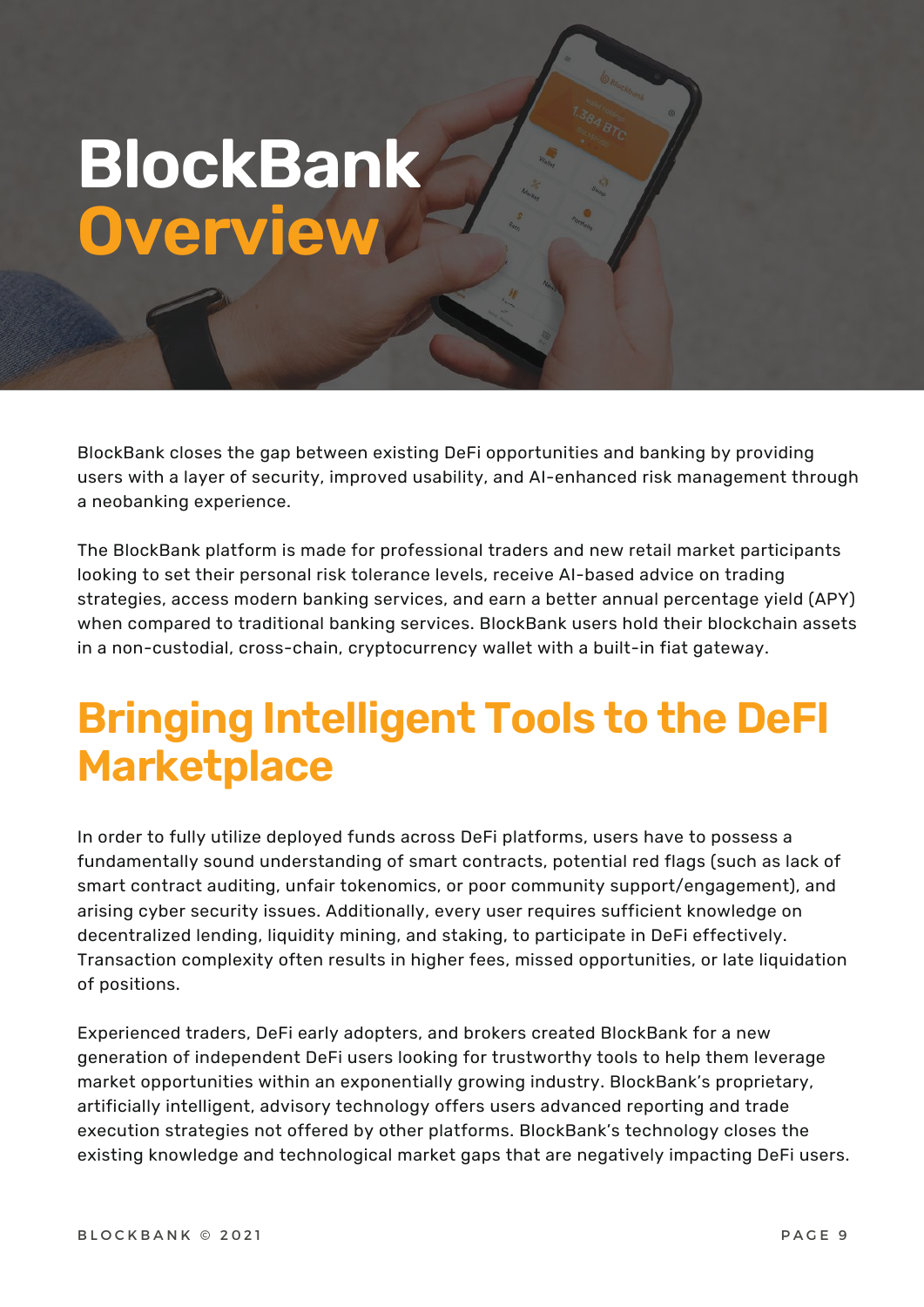# BlockBank Overview

BlockBank closes the gap between existing DeFi opportunities and banking by providing users with a layer of security, improved usability, and AI-enhanced risk management through a neobanking experience.

The BlockBank platform is made for professional traders and new retail market participants looking to set their personal risk tolerance levels, receive AI-based advice on trading strategies, access modern banking services, and earn a better annual percentage yield (APY) when compared to traditional banking services. BlockBank users hold their blockchain assets in a non-custodial, cross-chain, cryptocurrency wallet with a built-in fiat gateway.

## Bringing Intelligent Tools to the DeFI Marketplace

In order to fully utilize deployed funds across DeFi platforms, users have to possess a fundamentally sound understanding of smart contracts, potential red flags (such as lack of smart contract auditing, unfair tokenomics, or poor community support/engagement), and arising cyber security issues. Additionally, every user requires sufficient knowledge on decentralized lending, liquidity mining, and staking, to participate in DeFi effectively. Transaction complexity often results in higher fees, missed opportunities, or late liquidation of positions.

Experienced traders, DeFi early adopters, and brokers created BlockBank for a new generation of independent DeFi users looking for trustworthy tools to help them leverage market opportunities within an exponentially growing industry. BlockBank's proprietary, artificially intelligent, advisory technology offers users advanced reporting and trade execution strategies not offered by other platforms. BlockBank's technology closes the existing knowledge and technological market gaps that are negatively impacting DeFi users.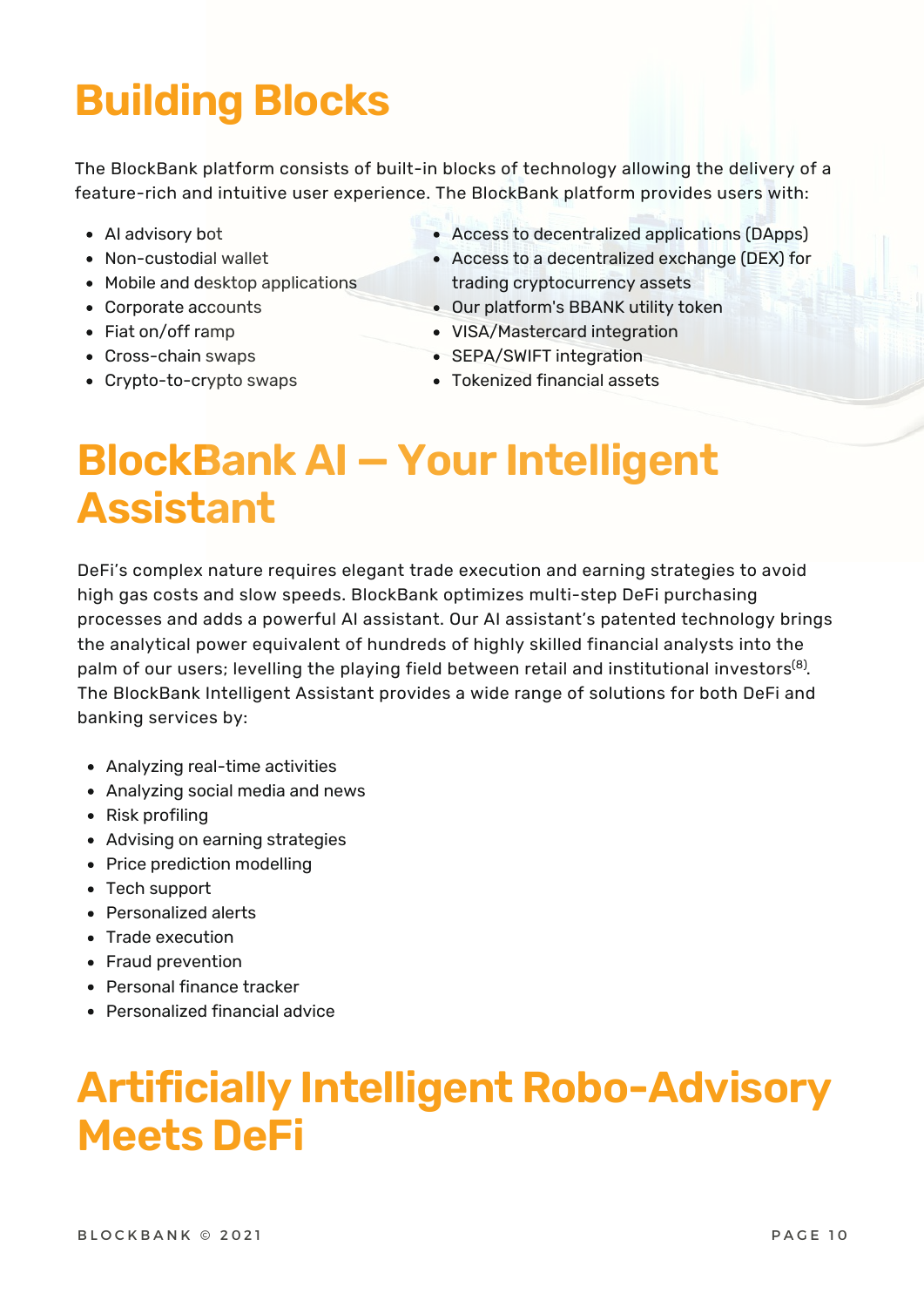# Building Blocks

The BlockBank platform consists of built-in blocks of technology allowing the delivery of a feature-rich and intuitive user experience. The BlockBank platform provides users with:

- AI advisory bot
- Non-custodial wallet
- Mobile and desktop applications
- Corporate accounts
- Fiat on/off ramp
- Cross-chain swaps
- Crypto-to-crypto swaps
- Access to decentralized applications (DApps)
- Access to a decentralized exchange (DEX) for trading cryptocurrency assets
- Our platform's BBANK utility token
- VISA/Mastercard integration
- SEPA/SWIFT integration
- Tokenized financial assets

# BlockBank AI — Your Intelligent Assistant

DeFi's complex nature requires elegant trade execution and earning strategies to avoid high gas costs and slow speeds. BlockBank optimizes multi-step DeFi purchasing processes and adds a powerful AI assistant. Our AI assistant's patented technology brings the analytical power equivalent of hundreds of highly skilled financial analysts into the palm of our users; levelling the playing field between retail and institutional investors[8]. The BlockBank Intelligent Assistant provides a wide range of solutions for both DeFi and banking services by:

- Analyzing real-time activities
- Analyzing social media and news
- Risk profiling
- Advising on earning strategies
- Price prediction modelling
- Tech support
- Personalized alerts
- Trade execution
- Fraud prevention
- Personal finance tracker
- Personalized financial advice

# Artificially Intelligent Robo-Advisory Meets DeFi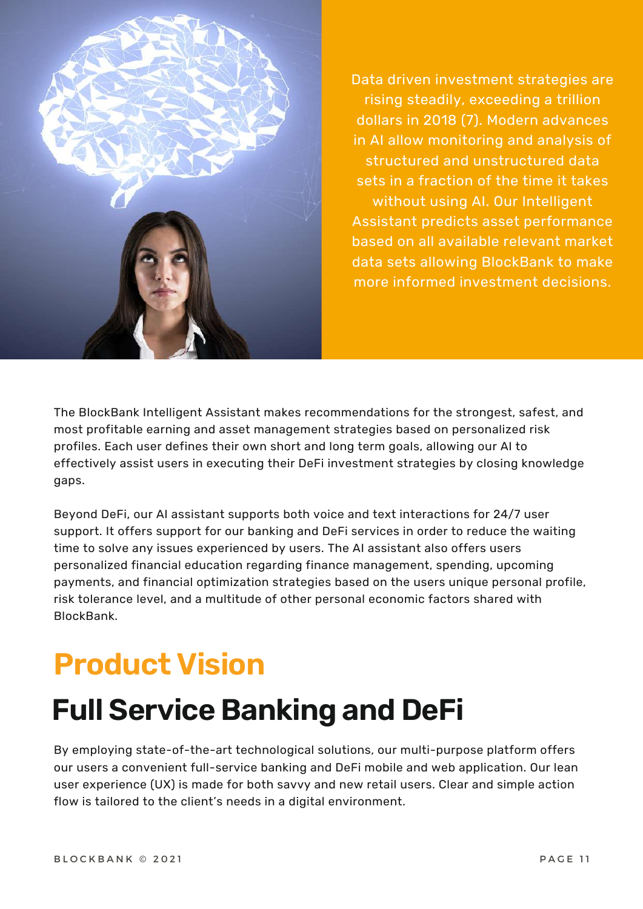Data driven investment strategies are rising steadily, exceeding a trillion dollars in 2018 (7). Modern advances in AI allow monitoring and analysis of structured and unstructured data sets in a fraction of the time it takes without using AI. Our Intelligent Assistant predicts asset performance based on all available relevant market data sets allowing BlockBank to make more informed investment decisions.

The BlockBank Intelligent Assistant makes recommendations for the strongest, safest, and most profitable earning and asset management strategies based on personalized risk profiles. Each user defines their own short and long term goals, allowing our AI to effectively assist users in executing their DeFi investment strategies by closing knowledge gaps.

Beyond DeFi, our AI assistant supports both voice and text interactions for 24/7 user support. It offers support for our banking and DeFi services in order to reduce the waiting time to solve any issues experienced by users. The AI assistant also offers users personalized financial education regarding finance management, spending, upcoming payments, and financial optimization strategies based on the users unique personal profile, risk tolerance level, and a multitude of other personal economic factors shared with BlockBank.

# Product Vision

## Full Service Banking and DeFi

By employing state-of-the-art technological solutions, our multi-purpose platform offers our users a convenient full-service banking and DeFi mobile and web application. Our lean user experience (UX) is made for both savvy and new retail users. Clear and simple action flow is tailored to the client's needs in a digital environment.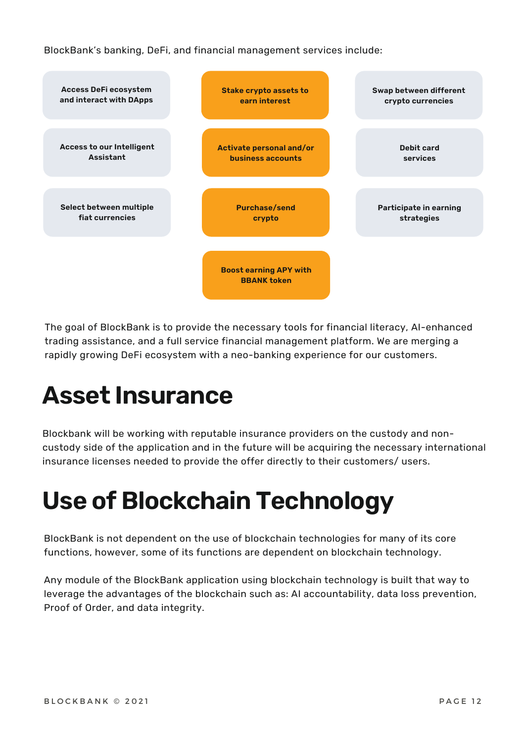BlockBank's banking, DeFi, and financial management services include:

- Access DeFi ecosystem and interact with DApps
- Stake crypto assets to earn interest
- Swap between different crypto currencies
- Access to our Intelligent Assistant
- Activate personal and/or business accounts
- Debit card services
- Select between multiple fiat currencies
- Purchase/send crypto
- Participate in earning strategies
- Boost earning APY with BBANK token

The goal of BlockBank is to provide the necessary tools for financial literacy, AI-enhanced trading assistance, and a full service financial management platform. We are merging a rapidly growing DeFi ecosystem with a neo-banking experience for our customers.

# Asset Insurance

Blockbank will be working with reputable insurance providers on the custody and non-custody side of the application and in the future will be acquiring the necessary international insurance licenses needed to provide the offer directly to their customers/ users.

# Use of Blockchain Technology

BlockBank is not dependent on the use of blockchain technologies for many of its core functions, however, some of its functions are dependent on blockchain technology.

Any module of the BlockBank application using blockchain technology is built that way to leverage the advantages of the blockchain such as: AI accountability, data loss prevention, Proof of Order, and data integrity.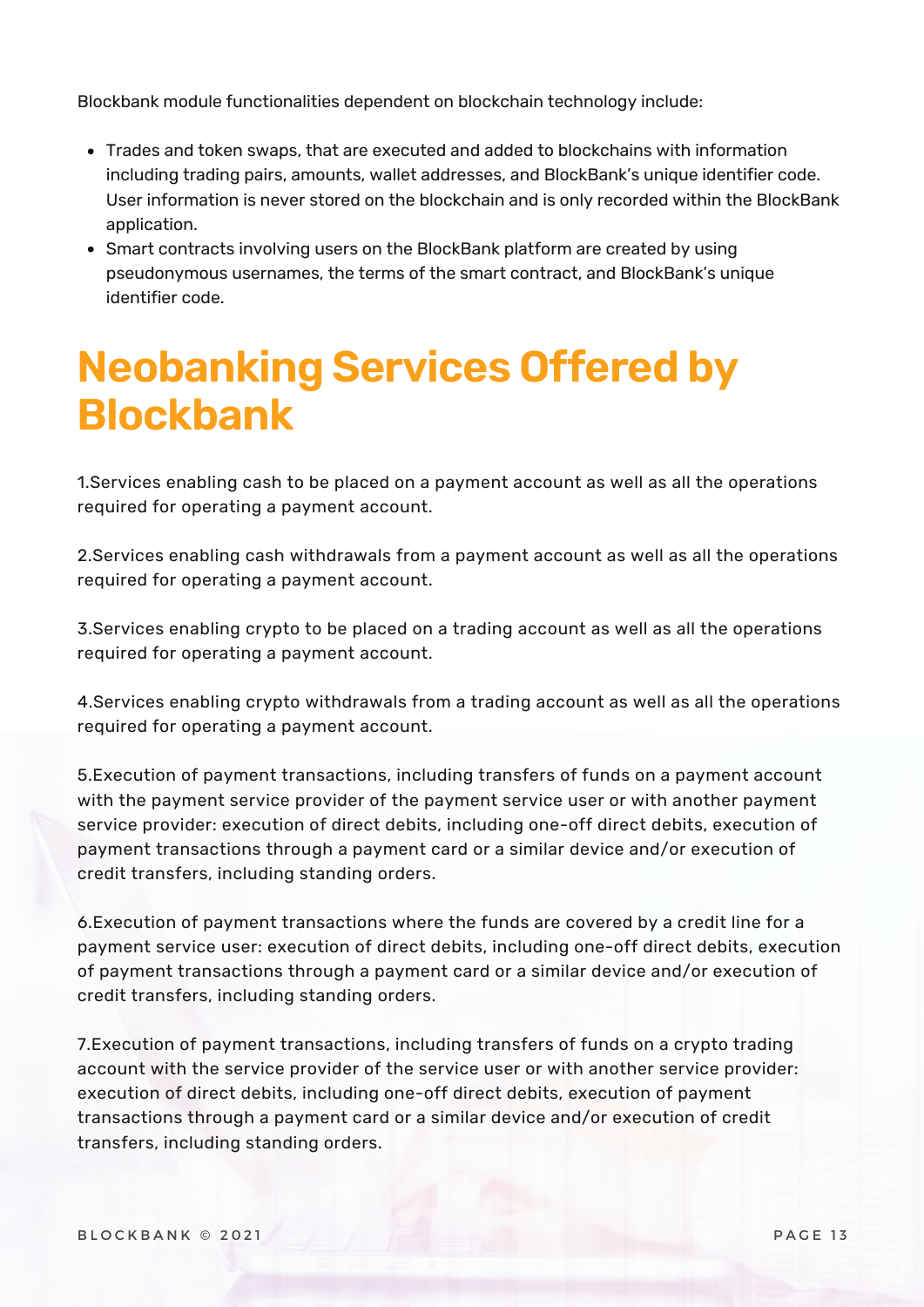Blockbank module functionalities dependent on blockchain technology include:

- Trades and token swaps, that are executed and added to blockchains with information including trading pairs, amounts, wallet addresses, and BlockBank's unique identifier code. User information is never stored on the blockchain and is only recorded within the BlockBank application.
- Smart contracts involving users on the BlockBank platform are created by using pseudonymous usernames, the terms of the smart contract, and BlockBank's unique identifier code.

# Neobanking Services Offered by Blockbank

1.Services enabling cash to be placed on a payment account as well as all the operations required for operating a payment account.

2.Services enabling cash withdrawals from a payment account as well as all the operations required for operating a payment account.

3.Services enabling crypto to be placed on a trading account as well as all the operations required for operating a payment account.

4.Services enabling crypto withdrawals from a trading account as well as all the operations required for operating a payment account.

5.Execution of payment transactions, including transfers of funds on a payment account with the payment service provider of the payment service user or with another payment service provider: execution of direct debits, including one-off direct debits, execution of payment transactions through a payment card or a similar device and/or execution of credit transfers, including standing orders.

6.Execution of payment transactions where the funds are covered by a credit line for a payment service user: execution of direct debits, including one-off direct debits, execution of payment transactions through a payment card or a similar device and/or execution of credit transfers, including standing orders.

7.Execution of payment transactions, including transfers of funds on a crypto trading account with the service provider of the service user or with another service provider: execution of direct debits, including one-off direct debits, execution of payment transactions through a payment card or a similar device and/or execution of credit transfers, including standing orders.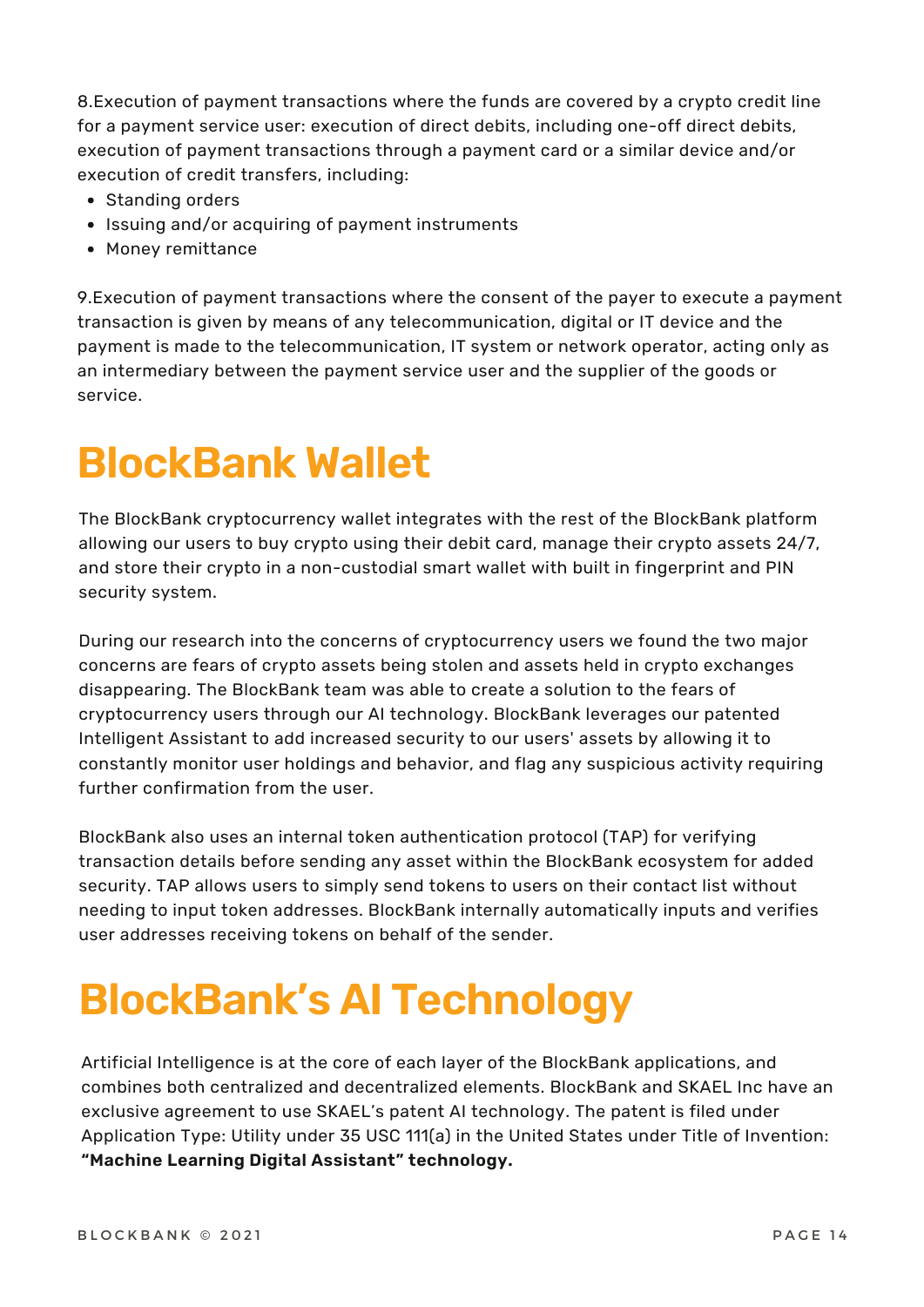8.Execution of payment transactions where the funds are covered by a crypto credit line for a payment service user: execution of direct debits, including one-off direct debits, execution of payment transactions through a payment card or a similar device and/or execution of credit transfers, including:

- Standing orders
- Issuing and/or acquiring of payment instruments
- Money remittance

9.Execution of payment transactions where the consent of the payer to execute a payment transaction is given by means of any telecommunication, digital or IT device and the payment is made to the telecommunication, IT system or network operator, acting only as an intermediary between the payment service user and the supplier of the goods or service.

# BlockBank Wallet

The BlockBank cryptocurrency wallet integrates with the rest of the BlockBank platform allowing our users to buy crypto using their debit card, manage their crypto assets 24/7, and store their crypto in a non-custodial smart wallet with built in fingerprint and PIN security system.

During our research into the concerns of cryptocurrency users we found the two major concerns are fears of crypto assets being stolen and assets held in crypto exchanges disappearing. The BlockBank team was able to create a solution to the fears of cryptocurrency users through our AI technology. BlockBank leverages our patented Intelligent Assistant to add increased security to our users' assets by allowing it to constantly monitor user holdings and behavior, and flag any suspicious activity requiring further confirmation from the user.

BlockBank also uses an internal token authentication protocol (TAP) for verifying transaction details before sending any asset within the BlockBank ecosystem for added security. TAP allows users to simply send tokens to users on their contact list without needing to input token addresses. BlockBank internally automatically inputs and verifies user addresses receiving tokens on behalf of the sender.

# BlockBank's AI Technology

Artificial Intelligence is at the core of each layer of the BlockBank applications, and combines both centralized and decentralized elements. BlockBank and SKAEL Inc have an exclusive agreement to use SKAEL's patent AI technology. The patent is filed under Application Type: Utility under 35 USC 111(a) in the United States under Title of Invention: **"Machine Learning Digital Assistant" technology.**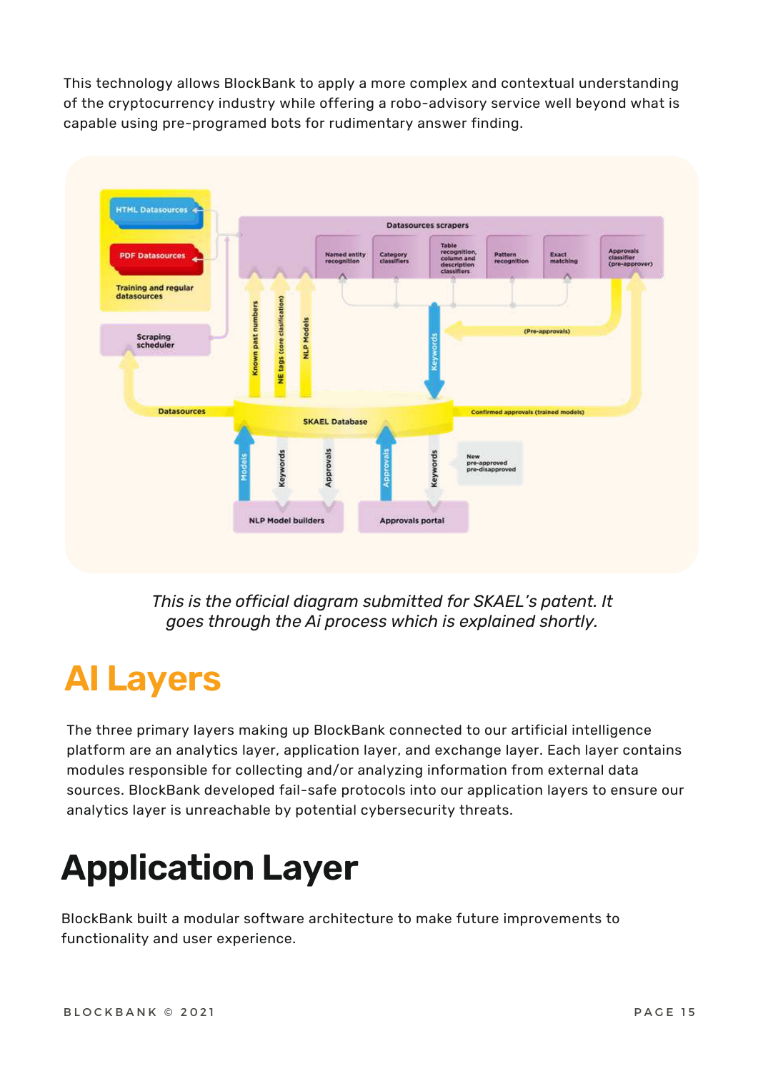This technology allows BlockBank to apply a more complex and contextual understanding of the cryptocurrency industry while offering a robo-advisory service well beyond what is capable using pre-programed bots for rudimentary answer finding.

*This is the official diagram submitted for SKAEL's patent. It goes through the Ai process which is explained shortly.*

# AI Layers

The three primary layers making up BlockBank connected to our artificial intelligence platform are an analytics layer, application layer, and exchange layer. Each layer contains modules responsible for collecting and/or analyzing information from external data sources. BlockBank developed fail-safe protocols into our application layers to ensure our analytics layer is unreachable by potential cybersecurity threats.

# Application Layer

BlockBank built a modular software architecture to make future improvements to functionality and user experience.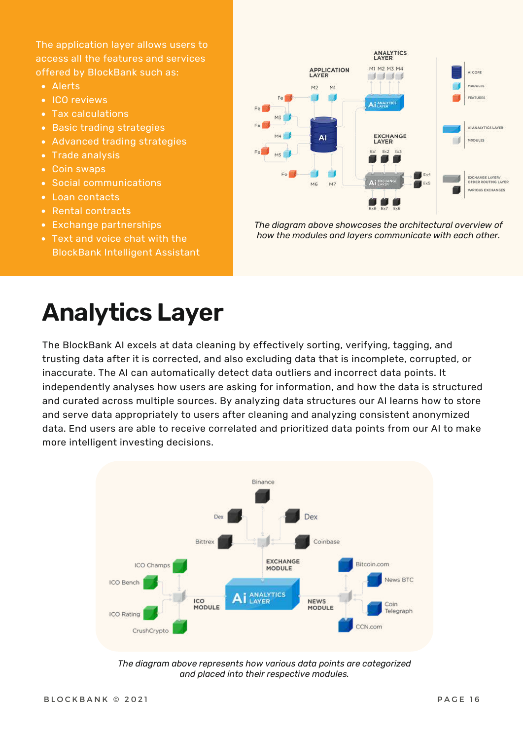The application layer allows users to access all the features and services offered by BlockBank such as:

- Alerts
- ICO reviews
- Tax calculations
- Basic trading strategies
- Advanced trading strategies
- Trade analysis
- Coin swaps
- Social communications
- Loan contacts
- Rental contracts
- Exchange partnerships
- Text and voice chat with the BlockBank Intelligent Assistant

*The diagram above showcases the architectural overview of how the modules and layers communicate with each other.*

# Analytics Layer

The BlockBank AI excels at data cleaning by effectively sorting, verifying, tagging, and trusting data after it is corrected, and also excluding data that is incomplete, corrupted, or inaccurate. The AI can automatically detect data outliers and incorrect data points. It independently analyses how users are asking for information, and how the data is structured and curated across multiple sources. By analyzing data structures our AI learns how to store and serve data appropriately to users after cleaning and analyzing consistent anonymized data. End users are able to receive correlated and prioritized data points from our AI to make more intelligent investing decisions.

*The diagram above represents how various data points are categorized and placed into their respective modules.*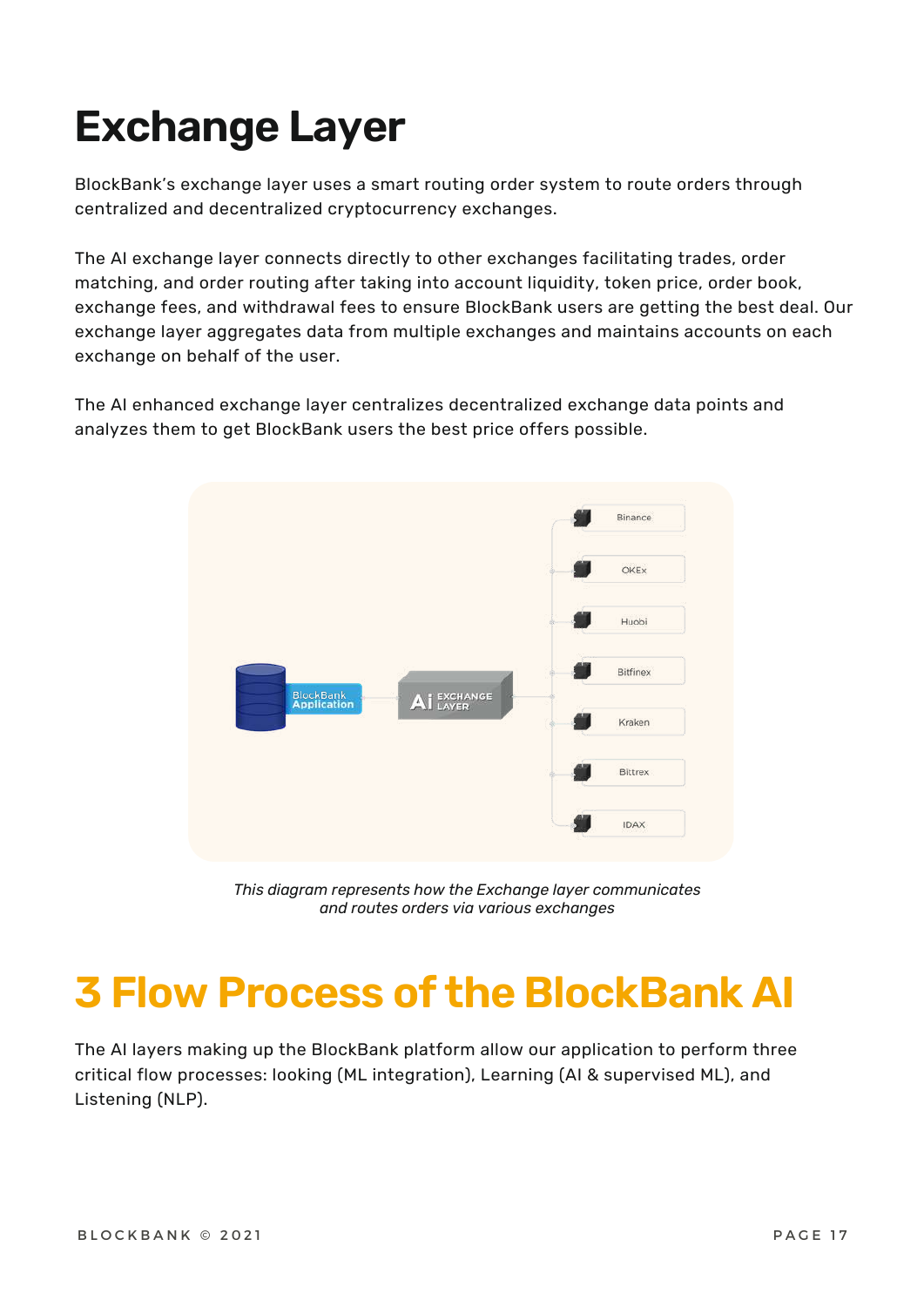# Exchange Layer

BlockBank's exchange layer uses a smart routing order system to route orders through centralized and decentralized cryptocurrency exchanges.

The AI exchange layer connects directly to other exchanges facilitating trades, order matching, and order routing after taking into account liquidity, token price, order book, exchange fees, and withdrawal fees to ensure BlockBank users are getting the best deal. Our exchange layer aggregates data from multiple exchanges and maintains accounts on each exchange on behalf of the user.

The AI enhanced exchange layer centralizes decentralized exchange data points and analyzes them to get BlockBank users the best price offers possible.

*This diagram represents how the Exchange layer communicates and routes orders via various exchanges*

# 3 Flow Process of the BlockBank AI

The AI layers making up the BlockBank platform allow our application to perform three critical flow processes: looking (ML integration), Learning (AI & supervised ML), and Listening (NLP).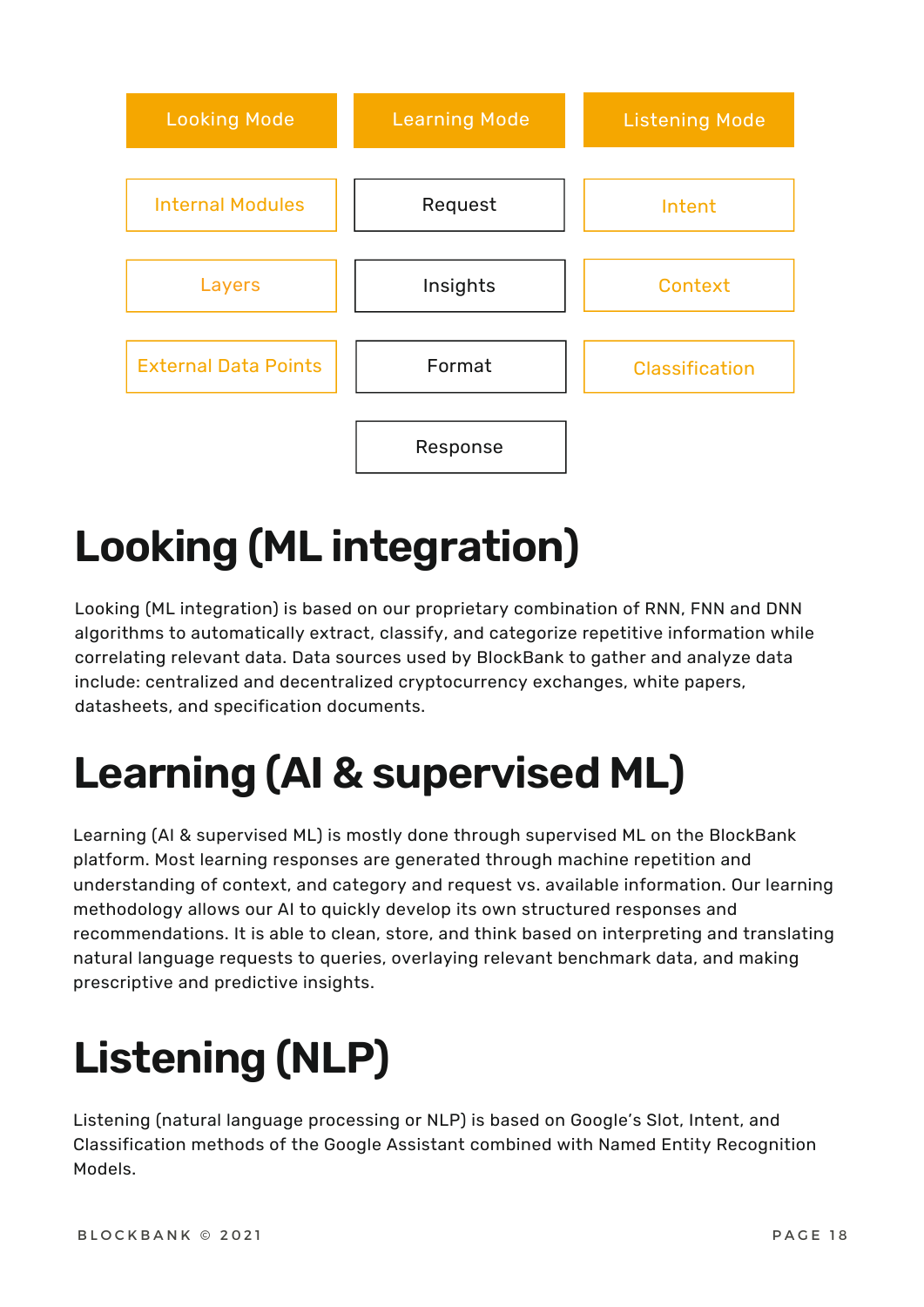| Looking Mode | Learning Mode | Listening Mode |
| --- | --- | --- |
| Internal Modules | Request | Intent |
| Layers | Insights | Context |
| External Data Points | Format | Classification |
| | Response | |

# Looking (ML integration)

Looking (ML integration) is based on our proprietary combination of RNN, FNN and DNN algorithms to automatically extract, classify, and categorize repetitive information while correlating relevant data. Data sources used by BlockBank to gather and analyze data include: centralized and decentralized cryptocurrency exchanges, white papers, datasheets, and specification documents.

# Learning (AI & supervised ML)

Learning (AI & supervised ML) is mostly done through supervised ML on the BlockBank platform. Most learning responses are generated through machine repetition and understanding of context, and category and request vs. available information. Our learning methodology allows our AI to quickly develop its own structured responses and recommendations. It is able to clean, store, and think based on interpreting and translating natural language requests to queries, overlaying relevant benchmark data, and making prescriptive and predictive insights.

# Listening (NLP)

Listening (natural language processing or NLP) is based on Google's Slot, Intent, and Classification methods of the Google Assistant combined with Named Entity Recognition Models.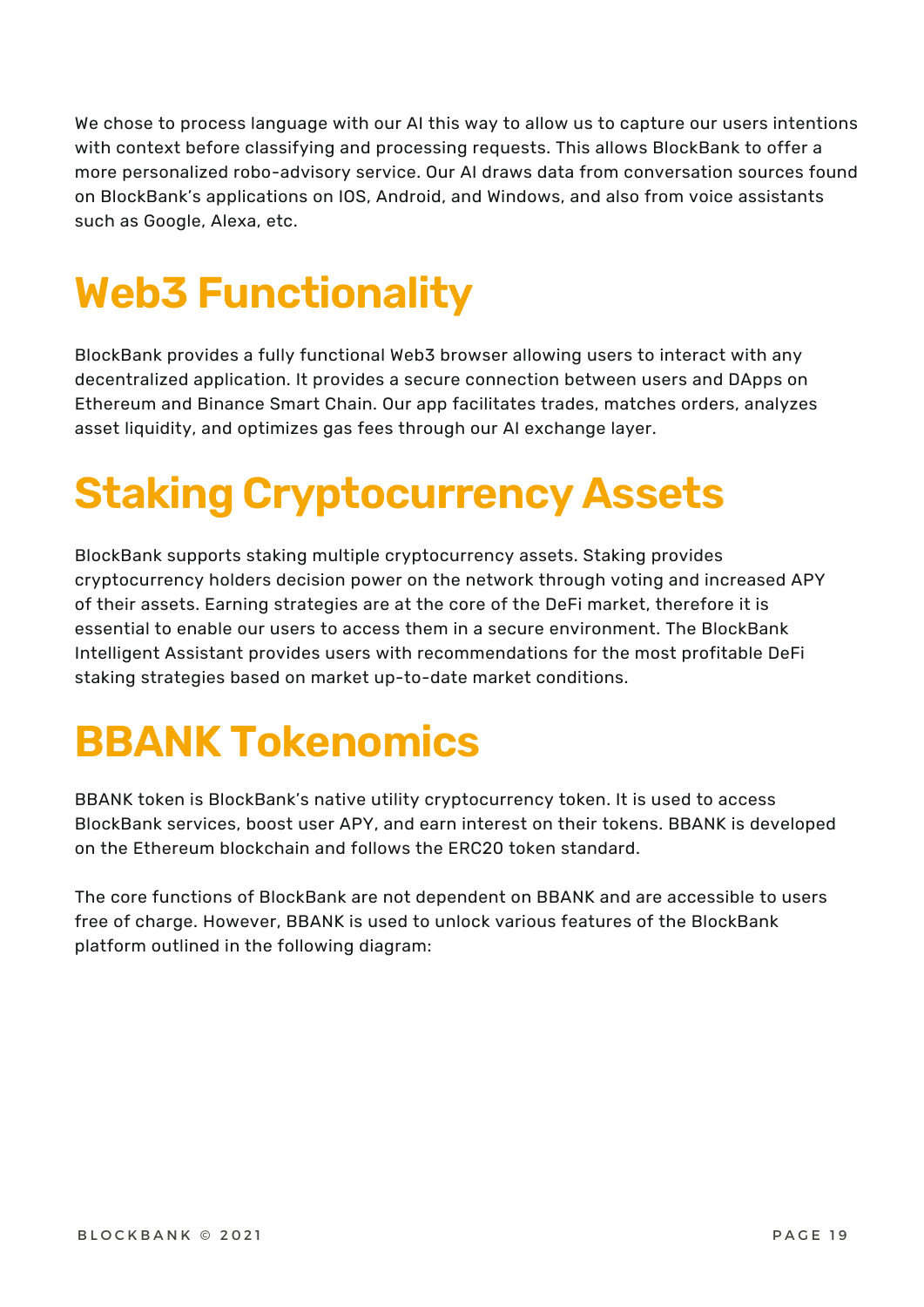We chose to process language with our AI this way to allow us to capture our users intentions with context before classifying and processing requests. This allows BlockBank to offer a more personalized robo-advisory service. Our AI draws data from conversation sources found on BlockBank's applications on IOS, Android, and Windows, and also from voice assistants such as Google, Alexa, etc.

# Web3 Functionality

BlockBank provides a fully functional Web3 browser allowing users to interact with any decentralized application. It provides a secure connection between users and DApps on Ethereum and Binance Smart Chain. Our app facilitates trades, matches orders, analyzes asset liquidity, and optimizes gas fees through our AI exchange layer.

# Staking Cryptocurrency Assets

BlockBank supports staking multiple cryptocurrency assets. Staking provides cryptocurrency holders decision power on the network through voting and increased APY of their assets. Earning strategies are at the core of the DeFi market, therefore it is essential to enable our users to access them in a secure environment. The BlockBank Intelligent Assistant provides users with recommendations for the most profitable DeFi staking strategies based on market up-to-date market conditions.

# BBANK Tokenomics

BBANK token is BlockBank's native utility cryptocurrency token. It is used to access BlockBank services, boost user APY, and earn interest on their tokens. BBANK is developed on the Ethereum blockchain and follows the ERC20 token standard.

The core functions of BlockBank are not dependent on BBANK and are accessible to users free of charge. However, BBANK is used to unlock various features of the BlockBank platform outlined in the following diagram: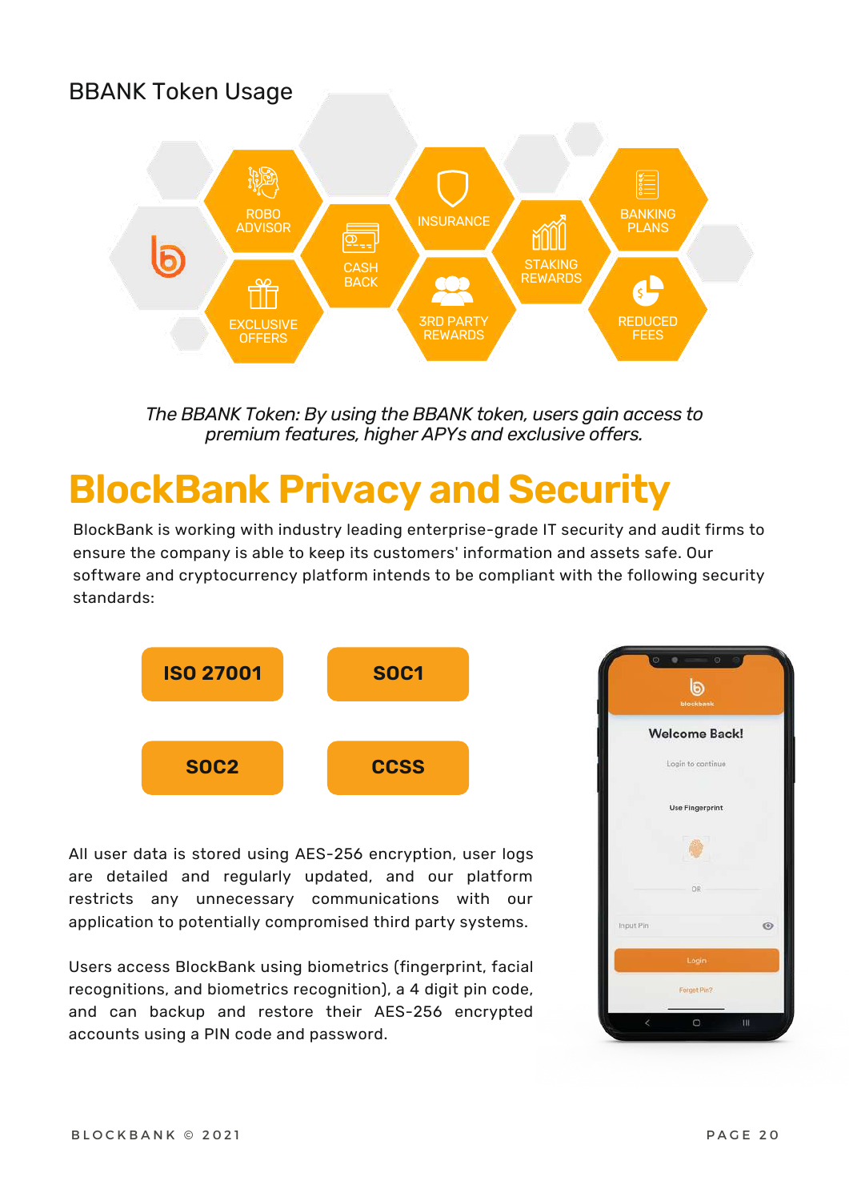## BBANK Token Usage

ROBO ADVISOR

CASH BACK

INSURANCE

STAKING REWARDS

BANKING PLANS

EXCLUSIVE OFFERS

3RD PARTY REWARDS

REDUCED FEES

*The BBANK Token: By using the BBANK token, users gain access to premium features, higher APYs and exclusive offers.*

# BlockBank Privacy and Security

BlockBank is working with industry leading enterprise-grade IT security and audit firms to ensure the company is able to keep its customers' information and assets safe. Our software and cryptocurrency platform intends to be compliant with the following security standards:

- **ISO 27001**
- **SOC1**
- **SOC2**
- **CCSS**

All user data is stored using AES-256 encryption, user logs are detailed and regularly updated, and our platform restricts any unnecessary communications with our application to potentially compromised third party systems.

Users access BlockBank using biometrics (fingerprint, facial recognitions, and biometrics recognition), a 4 digit pin code, and can backup and restore their AES-256 encrypted accounts using a PIN code and password.

blockbank

Welcome Back!

Login to continue

Use Fingerprint

OR

Input Pin

Login

Forgot Pin?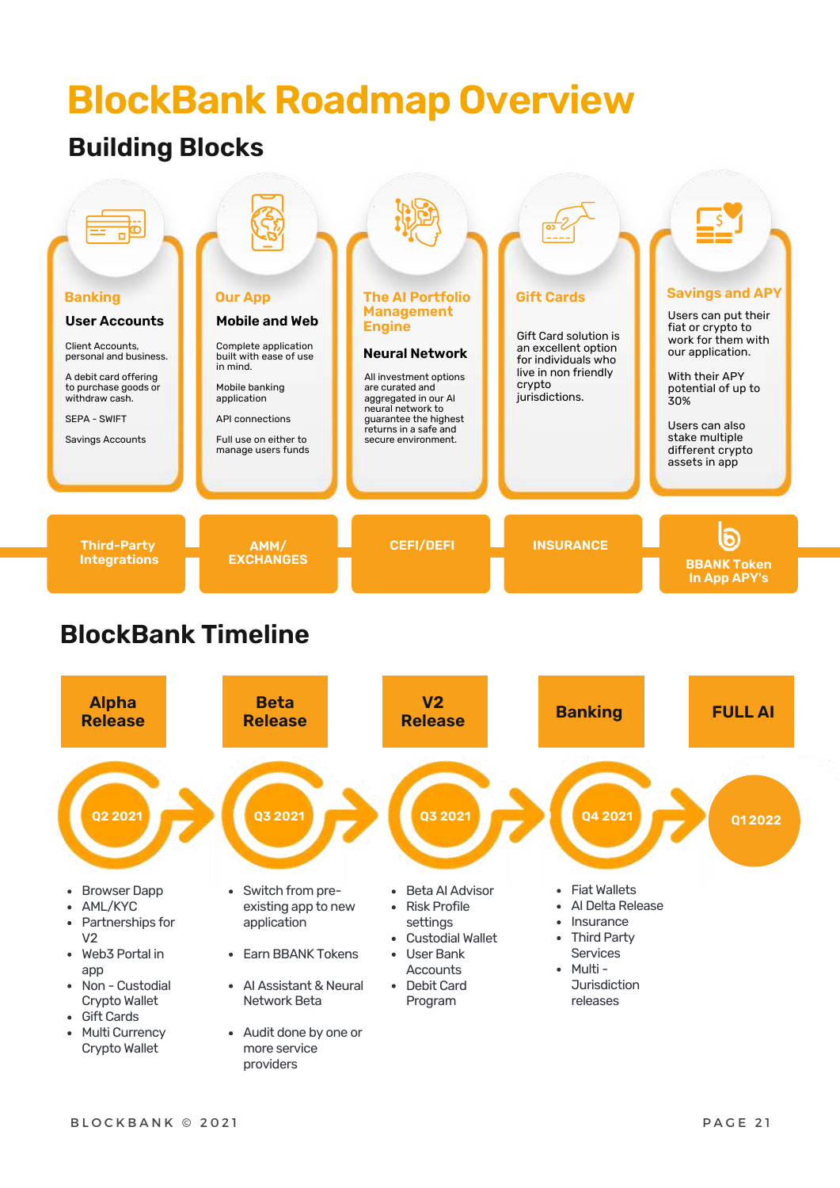# BlockBank Roadmap Overview

## Building Blocks

### Banking

**User Accounts**

Client Accounts, personal and business.

A debit card offering to purchase goods or withdraw cash.

SEPA - SWIFT

Savings Accounts

### Our App

**Mobile and Web**

Complete application built with ease of use in mind.

Mobile banking application

API connections

Full use on either to manage users funds

### The AI Portfolio Management Engine

**Neural Network**

All investment options are curated and aggregated in our AI neural network to guarantee the highest returns in a safe and secure environment.

### Gift Cards

Gift Card solution is an excellent option for individuals who live in non friendly crypto jurisdictions.

### Savings and APY

Users can put their fiat or crypto to work for them with our application.

With their APY potential of up to 30%

Users can also stake multiple different crypto assets in app

**Third-Party Integrations** | **AMM/ EXCHANGES** | **CEFI/DEFI** | **INSURANCE** | **BBANK Token In App APY's**

## BlockBank Timeline

### Alpha Release — Q2 2021

- Browser Dapp
- AML/KYC
- Partnerships for V2
- Web3 Portal in app
- Non - Custodial Crypto Wallet
- Gift Cards
- Multi Currency Crypto Wallet

### Beta Release — Q3 2021

- Switch from pre-existing app to new application
- Earn BBANK Tokens
- AI Assistant & Neural Network Beta
- Audit done by one or more service providers

### V2 Release — Q3 2021

- Beta AI Advisor
- Risk Profile settings
- Custodial Wallet
- User Bank Accounts
- Debit Card Program

### Banking — Q4 2021

- Fiat Wallets
- AI Delta Release
- Insurance
- Third Party Services
- Multi - Jurisdiction releases

### FULL AI — Q1 2022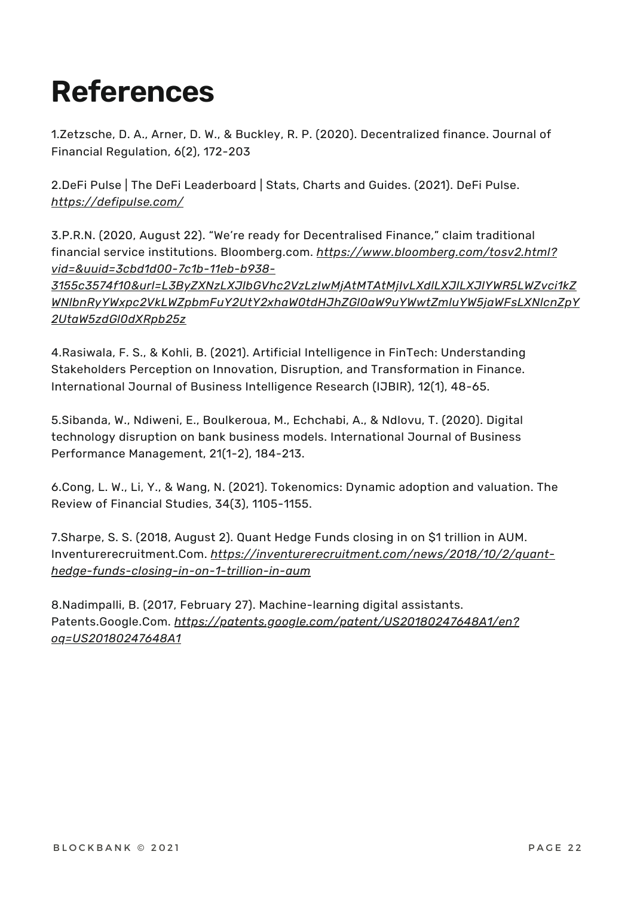# References

1.Zetzsche, D. A., Arner, D. W., & Buckley, R. P. (2020). Decentralized finance. Journal of Financial Regulation, 6(2), 172-203

2.DeFi Pulse | The DeFi Leaderboard | Stats, Charts and Guides. (2021). DeFi Pulse. *https://defipulse.com/*

3.P.R.N. (2020, August 22). "We're ready for Decentralised Finance," claim traditional financial service institutions. Bloomberg.com. *https://www.bloomberg.com/tosv2.html?vid=&uuid=3cbd1d00-7c1b-11eb-b938-3155c3574f10&url=L3ByZXNzLXJlbGVhc2VzLzIwMjAtMTAtMjIvLXdlLXJlLXJlYWR5LWZvci1kZWNlbnRyYWxpc2VkLWZpbmFuY2UtY2xhaW0tdHJhZGl0aW9uYWwtZmluYW5jaWFsLXNlcnZpY2UtaW5zdGl0dXRpb25z*

4.Rasiwala, F. S., & Kohli, B. (2021). Artificial Intelligence in FinTech: Understanding Stakeholders Perception on Innovation, Disruption, and Transformation in Finance. International Journal of Business Intelligence Research (IJBIR), 12(1), 48-65.

5.Sibanda, W., Ndiweni, E., Boulkeroua, M., Echchabi, A., & Ndlovu, T. (2020). Digital technology disruption on bank business models. International Journal of Business Performance Management, 21(1-2), 184-213.

6.Cong, L. W., Li, Y., & Wang, N. (2021). Tokenomics: Dynamic adoption and valuation. The Review of Financial Studies, 34(3), 1105-1155.

7.Sharpe, S. S. (2018, August 2). Quant Hedge Funds closing in on $1 trillion in AUM. Inventurerecruitment.Com. *https://inventurerecruitment.com/news/2018/10/2/quant-hedge-funds-closing-in-on-1-trillion-in-aum*

8.Nadimpalli, B. (2017, February 27). Machine-learning digital assistants. Patents.Google.Com. *https://patents.google.com/patent/US20180247648A1/en?oq=US20180247648A1*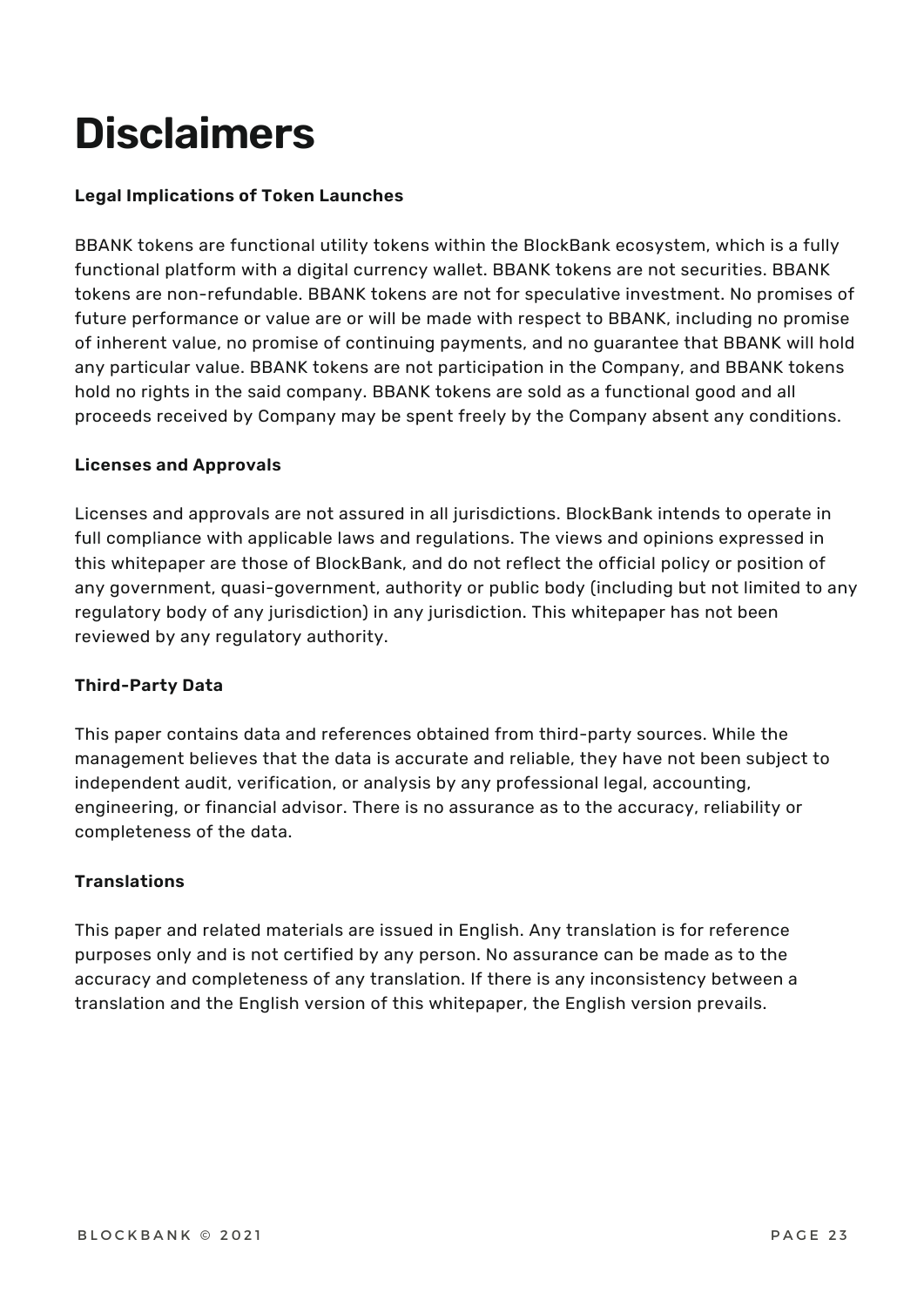# Disclaimers

**Legal Implications of Token Launches**

BBANK tokens are functional utility tokens within the BlockBank ecosystem, which is a fully functional platform with a digital currency wallet. BBANK tokens are not securities. BBANK tokens are non-refundable. BBANK tokens are not for speculative investment. No promises of future performance or value are or will be made with respect to BBANK, including no promise of inherent value, no promise of continuing payments, and no guarantee that BBANK will hold any particular value. BBANK tokens are not participation in the Company, and BBANK tokens hold no rights in the said company. BBANK tokens are sold as a functional good and all proceeds received by Company may be spent freely by the Company absent any conditions.

**Licenses and Approvals**

Licenses and approvals are not assured in all jurisdictions. BlockBank intends to operate in full compliance with applicable laws and regulations. The views and opinions expressed in this whitepaper are those of BlockBank, and do not reflect the official policy or position of any government, quasi-government, authority or public body (including but not limited to any regulatory body of any jurisdiction) in any jurisdiction. This whitepaper has not been reviewed by any regulatory authority.

**Third-Party Data**

This paper contains data and references obtained from third-party sources. While the management believes that the data is accurate and reliable, they have not been subject to independent audit, verification, or analysis by any professional legal, accounting, engineering, or financial advisor. There is no assurance as to the accuracy, reliability or completeness of the data.

**Translations**

This paper and related materials are issued in English. Any translation is for reference purposes only and is not certified by any person. No assurance can be made as to the accuracy and completeness of any translation. If there is any inconsistency between a translation and the English version of this whitepaper, the English version prevails.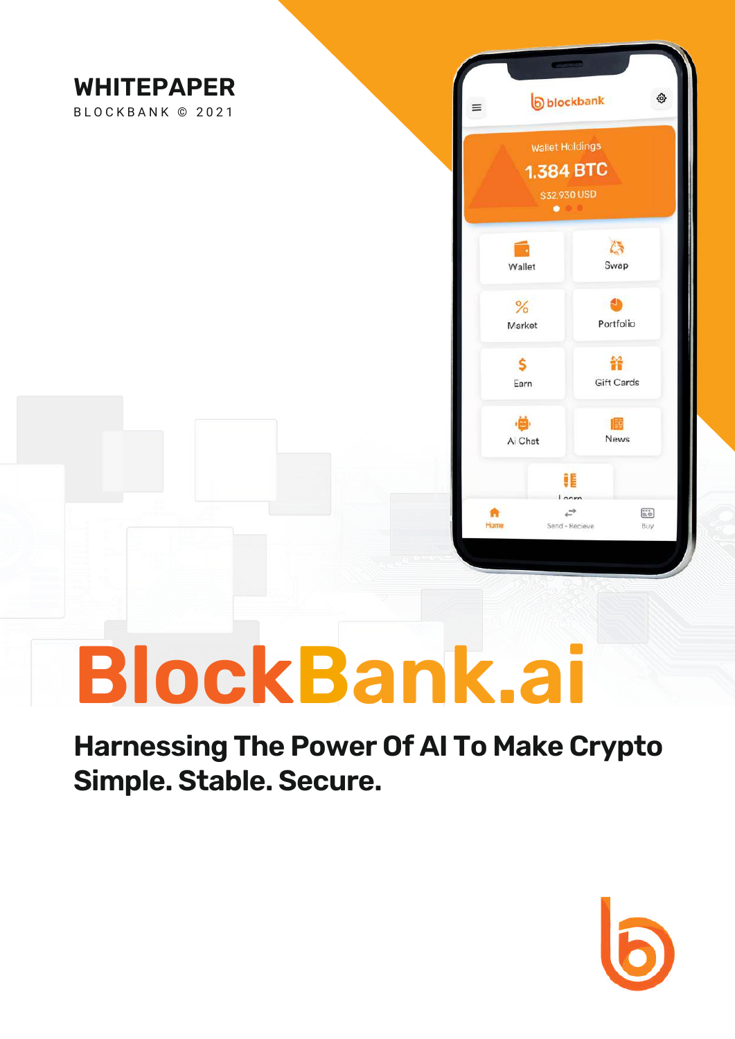# WHITEPAPER

BLOCKBANK © 2021

# BlockBank.ai

## Harnessing The Power Of AI To Make Crypto Simple. Stable. Secure.